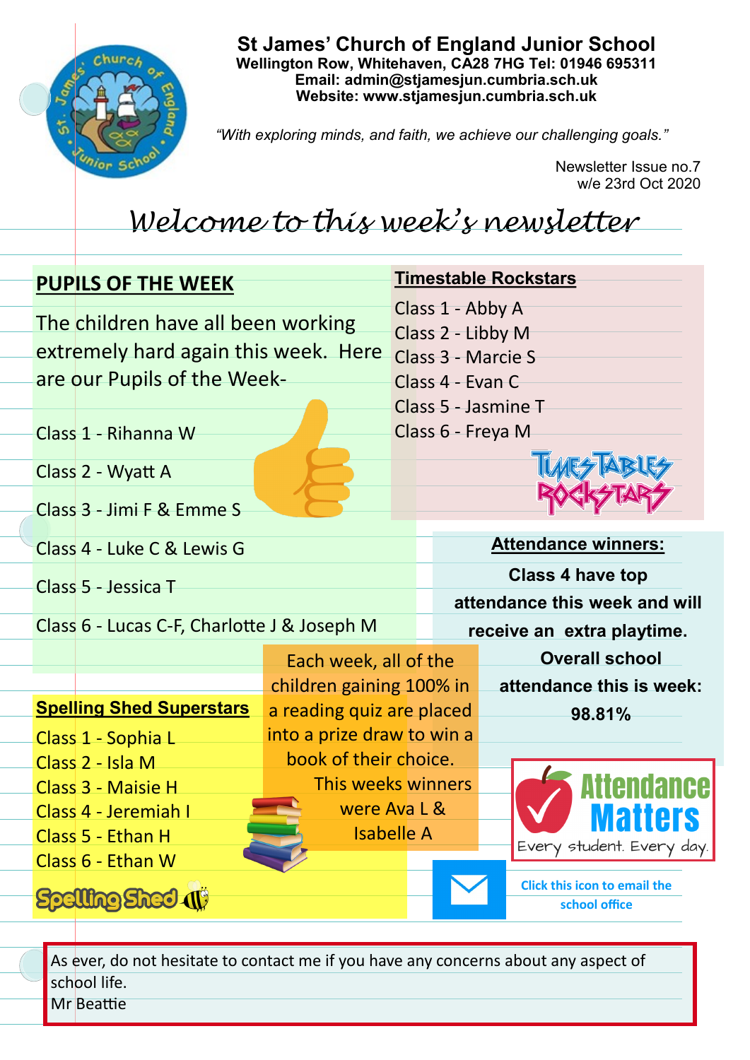# St James' Church of England Junior School

**Wellington Row, Whitehaven, CA28 7HG Tel: 01946 695311**
**Email: admin@stjamesjun.cumbria.sch.uk**
**Website: www.stjamesjun.cumbria.sch.uk**

*"With exploring minds, and faith, we achieve our challenging goals."*

Newsletter Issue no.7
w/e 23rd Oct 2020

## *Welcome to this week's newsletter*

### PUPILS OF THE WEEK

The children have all been working extremely hard again this week. Here are our Pupils of the Week-

Class 1 - Rihanna W

Class 2 - Wyatt A

Class 3 - Jimi F & Emme S

Class 4 - Luke C & Lewis G

Class 5 - Jessica T

Class 6 - Lucas C-F, Charlotte J & Joseph M

### Timestable Rockstars

Class 1 - Abby A
Class 2 - Libby M
Class 3 - Marcie S
Class 4 - Evan C
Class 5 - Jasmine T
Class 6 - Freya M

### Attendance winners:

**Class 4 have top attendance this week and will receive an extra playtime.**

**Overall school attendance this is week: 98.81%**

Attendance Matters
Every student. Every day.

### Spelling Shed Superstars

Class 1 - Sophia L
Class 2 - Isla M
Class 3 - Maisie H
Class 4 - Jeremiah I
Class 5 - Ethan H
Class 6 - Ethan W

Each week, all of the children gaining 100% in a reading quiz are placed into a prize draw to win a book of their choice.

This weeks winners were Ava L & Isabelle A

**Click this icon to email the school office**

As ever, do not hesitate to contact me if you have any concerns about any aspect of school life.
Mr Beattie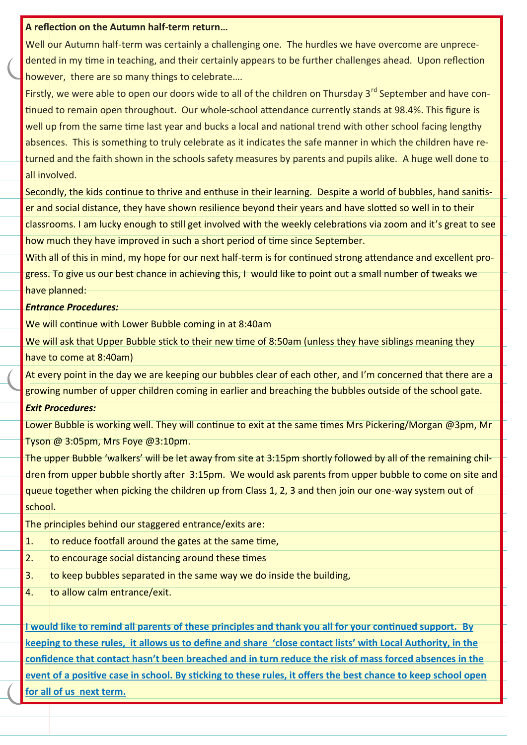**A reflection on the Autumn half-term return…**

Well our Autumn half-term was certainly a challenging one. The hurdles we have overcome are unprecedented in my time in teaching, and their certainly appears to be further challenges ahead. Upon reflection however, there are so many things to celebrate….

Firstly, we were able to open our doors wide to all of the children on Thursday 3rd September and have continued to remain open throughout. Our whole-school attendance currently stands at 98.4%. This figure is well up from the same time last year and bucks a local and national trend with other school facing lengthy absences. This is something to truly celebrate as it indicates the safe manner in which the children have returned and the faith shown in the schools safety measures by parents and pupils alike. A huge well done to all involved.

Secondly, the kids continue to thrive and enthuse in their learning. Despite a world of bubbles, hand sanitiser and social distance, they have shown resilience beyond their years and have slotted so well in to their classrooms. I am lucky enough to still get involved with the weekly celebrations via zoom and it's great to see how much they have improved in such a short period of time since September.

With all of this in mind, my hope for our next half-term is for continued strong attendance and excellent progress. To give us our best chance in achieving this, I would like to point out a small number of tweaks we have planned:

***Entrance Procedures:***

We will continue with Lower Bubble coming in at 8:40am

We will ask that Upper Bubble stick to their new time of 8:50am (unless they have siblings meaning they have to come at 8:40am)

At every point in the day we are keeping our bubbles clear of each other, and I'm concerned that there are a growing number of upper children coming in earlier and breaching the bubbles outside of the school gate.

***Exit Procedures:***

Lower Bubble is working well. They will continue to exit at the same times Mrs Pickering/Morgan @3pm, Mr Tyson @ 3:05pm, Mrs Foye @3:10pm.

The upper Bubble 'walkers' will be let away from site at 3:15pm shortly followed by all of the remaining children from upper bubble shortly after 3:15pm. We would ask parents from upper bubble to come on site and queue together when picking the children up from Class 1, 2, 3 and then join our one-way system out of school.

The principles behind our staggered entrance/exits are:

1. to reduce footfall around the gates at the same time,
2. to encourage social distancing around these times
3. to keep bubbles separated in the same way we do inside the building,
4. to allow calm entrance/exit.

**I would like to remind all parents of these principles and thank you all for your continued support. By keeping to these rules, it allows us to define and share 'close contact lists' with Local Authority, in the confidence that contact hasn't been breached and in turn reduce the risk of mass forced absences in the event of a positive case in school. By sticking to these rules, it offers the best chance to keep school open for all of us next term.**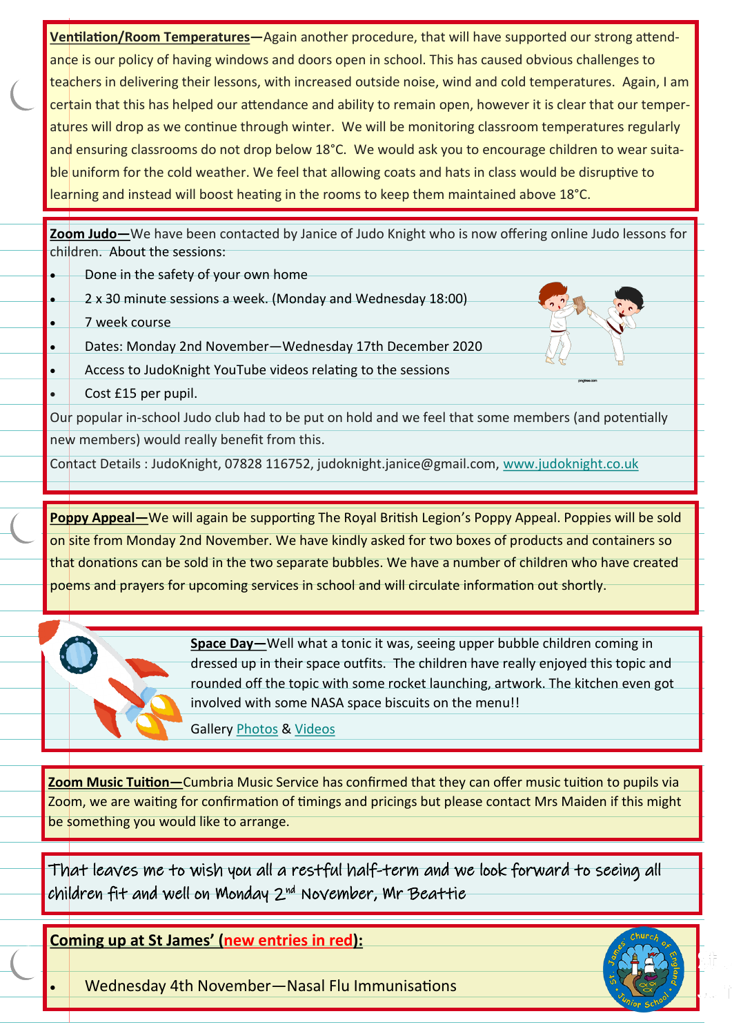**Ventilation/Room Temperatures**—Again another procedure, that will have supported our strong attendance is our policy of having windows and doors open in school. This has caused obvious challenges to teachers in delivering their lessons, with increased outside noise, wind and cold temperatures. Again, I am certain that this has helped our attendance and ability to remain open, however it is clear that our temperatures will drop as we continue through winter. We will be monitoring classroom temperatures regularly and ensuring classrooms do not drop below 18°C. We would ask you to encourage children to wear suitable uniform for the cold weather. We feel that allowing coats and hats in class would be disruptive to learning and instead will boost heating in the rooms to keep them maintained above 18°C.

**Zoom Judo—**We have been contacted by Janice of Judo Knight who is now offering online Judo lessons for children. About the sessions:

- Done in the safety of your own home
- 2 x 30 minute sessions a week. (Monday and Wednesday 18:00)
- 7 week course
- Dates: Monday 2nd November—Wednesday 17th December 2020
- Access to JudoKnight YouTube videos relating to the sessions
- Cost £15 per pupil.

Our popular in-school Judo club had to be put on hold and we feel that some members (and potentially new members) would really benefit from this.

Contact Details : JudoKnight, 07828 116752, judoknight.janice@gmail.com, www.judoknight.co.uk

**Poppy Appeal—**We will again be supporting The Royal British Legion's Poppy Appeal. Poppies will be sold on site from Monday 2nd November. We have kindly asked for two boxes of products and containers so that donations can be sold in the two separate bubbles. We have a number of children who have created poems and prayers for upcoming services in school and will circulate information out shortly.

**Space Day—**Well what a tonic it was, seeing upper bubble children coming in dressed up in their space outfits. The children have really enjoyed this topic and rounded off the topic with some rocket launching, artwork. The kitchen even got involved with some NASA space biscuits on the menu!!

Gallery Photos & Videos

**Zoom Music Tuition—**Cumbria Music Service has confirmed that they can offer music tuition to pupils via Zoom, we are waiting for confirmation of timings and pricings but please contact Mrs Maiden if this might be something you would like to arrange.

That leaves me to wish you all a restful half-term and we look forward to seeing all children fit and well on Monday 2nd November, Mr Beattie

**Coming up at St James' (new entries in red):**

- Wednesday 4th November—Nasal Flu Immunisations